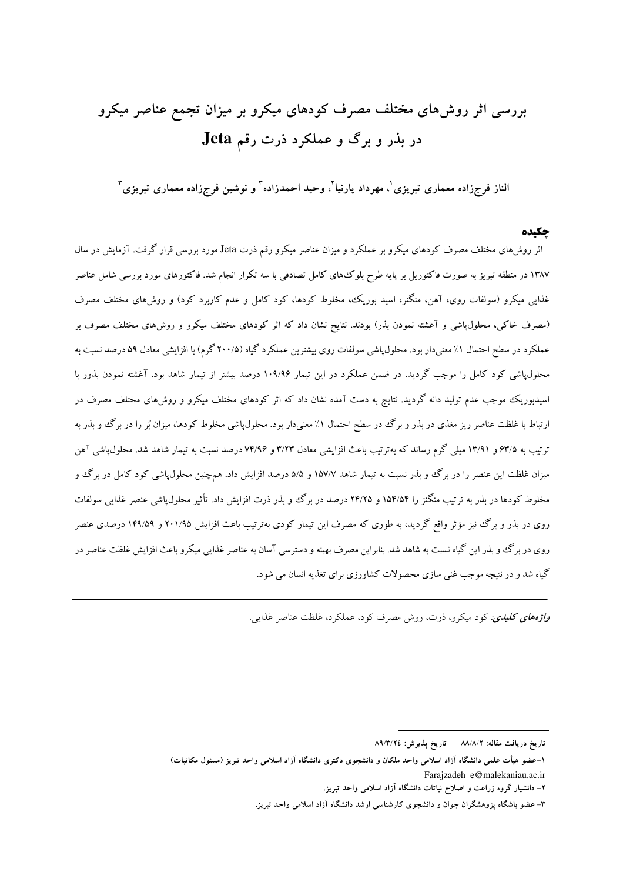# بررسی اثر روش‌های مختلف مصرف کودهای میکرو بر میزان تجمع عناصر میکرو در بذر و برگ و عملکرد ذرت رقم Jeta

**الناز فرج‌زاده معماری تبریزی[1]، مهرداد یارنیا[2]، وحید احمدزاده[3] و نوشین فرج‌زاده معماری تبریزی[3]**

## چکیده

اثر روش‌های مختلف مصرف کودهای میکرو بر عملکرد و میزان عناصر میکرو رقم ذرت Jeta مورد بررسی قرار گرفت. آزمایش در سال ۱۳۸۷ در منطقه تبریز به صورت فاکتوریل بر پایه طرح بلوک‌های کامل تصادفی با سه تکرار انجام شد. فاکتورهای مورد بررسی شامل عناصر غذایی میکرو (سولفات روی، آهن، منگنز، اسید بوریک، مخلوط کودها، کود کامل و عدم کاربرد کود) و روش‌های مختلف مصرف (مصرف خاکی، محلول‌پاشی و آغشته نمودن بذر) بودند. نتایج نشان داد که اثر کودهای مختلف میکرو و روش‌های مختلف مصرف بر عملکرد در سطح احتمال ۱٪ معنی‌دار بود. محلول‌پاشی سولفات روی بیشترین عملکرد گیاه (۲۰۰/۵ گرم) با افزایشی معادل ۵۹ درصد نسبت به محلول‌پاشی کود کامل را موجب گردید. در ضمن عملکرد در این تیمار ۱۰۹/۹۶ درصد بیشتر از تیمار شاهد بود. آغشته نمودن بذور با اسیدبوریک موجب عدم تولید دانه گردید. نتایج به دست آمده نشان داد که اثر کودهای مختلف میکرو و روش‌های مختلف مصرف در ارتباط با غلظت عناصر ریز مغذی در بذر و برگ در سطح احتمال ۱٪ معنی‌دار بود. محلول‌پاشی مخلوط کودها، میزان بُر را در برگ و بذر به ترتیب به ۶۳/۵ و ۱۳/۹۱ میلی گرم رساند که به‌ترتیب باعث افزایشی معادل ۳/۲۳ و ۷۴/۹۶ درصد نسبت به تیمار شاهد شد. محلول‌پاشی آهن میزان غلظت این عنصر را در برگ و بذر نسبت به تیمار شاهد ۱۵۷/۷ و ۵/۵ درصد افزایش داد. هم‌چنین محلول‌پاشی کود کامل در برگ و مخلوط کودها در بذر به ترتیب منگنز را ۱۵۴/۵۴ و ۲۴/۲۵ درصد در برگ و بذر ذرت افزایش داد. تأثیر محلول‌پاشی عنصر غذایی سولفات روی در بذر و برگ نیز مؤثر واقع گردید، به طوری که مصرف این تیمار کودی به‌ترتیب باعث افزایش ۲۰۱/۹۵ و ۱۴۹/۵۹ درصدی عنصر روی در برگ و بذر این گیاه نسبت به شاهد شد. بنابراین مصرف بهینه و دسترسی آسان به عناصر غذایی میکرو باعث افزایش غلظت عناصر در گیاه شد و در نتیجه موجب غنی سازی محصولات کشاورزی برای تغذیه انسان می شود.

***واژه‌های کلیدی:*** کود میکرو، ذرت، روش مصرف کود، عملکرد، غلظت عناصر غذایی.

---

تاریخ دریافت مقاله: ۸۸/۸/۲ &nbsp;&nbsp;&nbsp; تاریخ پذیرش: ۸۹/۳/۲٤

۱- عضو هیأت علمی دانشگاه آزاد اسلامی واحد ملکان و دانشجوی دکتری دانشگاه آزاد اسلامی واحد تبریز (مسئول مکاتبات)
Farajzadeh_e@malekaniau.ac.ir

۲- دانشیار گروه زراعت و اصلاح نباتات دانشگاه آزاد اسلامی واحد تبریز.

۳- عضو باشگاه پژوهشگران جوان و دانشجوی کارشناسی ارشد دانشگاه آزاد اسلامی واحد تبریز.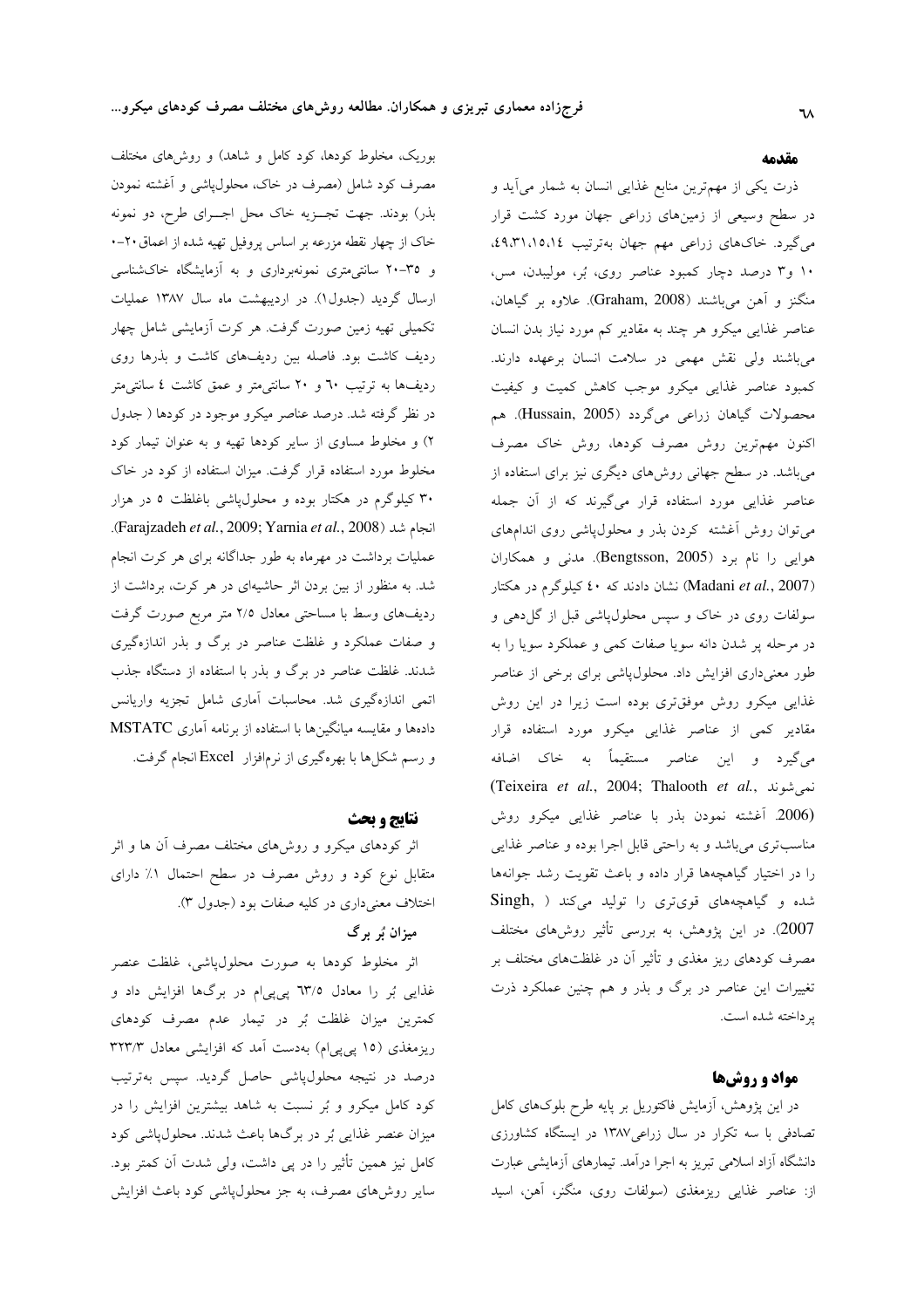## مقدمه

ذرت یکی از مهم‌ترین منابع غذایی انسان به شمار می‌آید و در سطح وسیعی از زمین‌های زراعی جهان مورد کشت قرار می‌گیرد. خاک‌های زراعی مهم جهان به‌ترتیب ۴۹،۳۱،۱۵،۱۴، ۱۰ و۳ درصد دچار کمبود عناصر روی، بُر، مولیبدن، مس، منگنز و آهن می‌باشند (Graham, 2008). علاوه بر گیاهان، عناصر غذایی میکرو هر چند به مقادیر کم مورد نیاز بدن انسان می‌باشند ولی نقش مهمی در سلامت انسان برعهده دارند. کمبود عناصر غذایی میکرو موجب کاهش کمیت و کیفیت محصولات گیاهان زراعی می‌گردد (Hussain, 2005). هم اکنون مهم‌ترین روش مصرف کودها، روش خاک مصرف می‌باشد. در سطح جهانی روش‌های دیگری نیز برای استفاده از عناصر غذایی مورد استفاده قرار می‌گیرند که از آن جمله می‌توان روش آغشته کردن بذر و محلول‌پاشی روی اندام‌های هوایی را نام برد (Bengtsson, 2005). مدنی و همکاران (Madani *et al.*, 2007) نشان دادند که ۴۰ کیلوگرم در هکتار سولفات روی در خاک و سپس محلول‌پاشی قبل از گل‌دهی و در مرحله پر شدن دانه سویا صفات کمی و عملکرد سویا را به طور معنی‌داری افزایش داد. محلول‌پاشی برای برخی از عناصر غذایی میکرو روش موفق‌تری بوده است زیرا در این روش مقادیر کمی از عناصر غذایی میکرو مورد استفاده قرار می‌گیرد و این عناصر مستقیماً به خاک اضافه نمی‌شوند (Teixeira *et al.*, 2004; Thalooth *et al.*, 2006). آغشته نمودن بذر با عناصر غذایی میکرو روش مناسب‌تری می‌باشد و به راحتی قابل اجرا بوده و عناصر غذایی را در اختیار گیاهچه‌ها قرار داده و باعث تقویت رشد جوانه‌ها شده و گیاهچه‌های قوی‌تری را تولید می‌کند (Singh, 2007). در این پژوهش، به بررسی تأثیر روش‌های مختلف مصرف کودهای ریز مغذی و تأثیر آن در غلظت‌های مختلف بر تغییرات این عناصر در برگ و بذر و هم چنین عملکرد ذرت پرداخته شده است.

## مواد و روش‌ها

در این پژوهش، آزمایش فاکتوریل بر پایه طرح بلوک‌های کامل تصادفی با سه تکرار در سال زراعی۱۳۸۷ در ایستگاه کشاورزی دانشگاه آزاد اسلامی تبریز به اجرا درآمد. تیمارهای آزمایشی عبارت از: عناصر غذایی ریزمغذی (سولفات روی، منگنز، آهن، اسید بوریک، مخلوط کودها، کود کامل و شاهد) و روش‌های مختلف مصرف کود شامل (مصرف در خاک، محلول‌پاشی و آغشته نمودن بذر) بودند. جهت تجـزیه خاک محل اجـرای طرح، دو نمونه خاک از چهار نقطه مزرعه بر اساس پروفیل تهیه شده از اعماق۲۰-۰ و ۳۵-۲۰ سانتی‌متری نمونه‌برداری و به آزمایشگاه خاک‌شناسی ارسال گردید (جدول۱). در اردیبهشت ماه سال ۱۳۸۷ عملیات تکمیلی تهیه زمین صورت گرفت. هر کرت آزمایشی شامل چهار ردیف کاشت بود. فاصله بین ردیف‌های کاشت و بذرها روی ردیف‌ها به ترتیب ٦٠ و ٢٠ سانتی‌متر و عمق کاشت ٤ سانتی‌متر در نظر گرفته شد. درصد عناصر میکرو موجود در کودها ( جدول ۲) و مخلوط مساوی از سایر کودها تهیه و به عنوان تیمار کود مخلوط مورد استفاده قرار گرفت. میزان استفاده از کود در خاک ۳۰ کیلوگرم در هکتار بوده و محلول‌پاشی باغلظت ٥ در هزار انجام شد (Farajzadeh *et al.*, 2009; Yarnia *et al.*, 2008). عملیات برداشت در مهرماه به طور جداگانه برای هر کرت انجام شد. به منظور از بین بردن اثر حاشیه‌ای در هر کرت، برداشت از ردیف‌های وسط با مساحتی معادل ۲/۵ متر مربع صورت گرفت و صفات عملکرد و غلظت عناصر در برگ و بذر اندازه‌گیری شدند. غلظت عناصر در برگ و بذر با استفاده از دستگاه جذب اتمی اندازه‌گیری شد. محاسبات آماری شامل تجزیه واریانس داده‌ها و مقایسه میانگین‌ها با استفاده از برنامه آماری MSTATC و رسم شکل‌ها با بهره‌گیری از نرم‌افزار Excel انجام گرفت.

## نتایج و بحث

اثر کودهای میکرو و روش‌های مختلف مصرف آن ها و اثر متقابل نوع کود و روش مصرف در سطح احتمال ۱٪ دارای اختلاف معنی‌داری در کلیه صفات بود (جدول ۳).

### میزان بُر برگ

اثر مخلوط کودها به صورت محلول‌پاشی، غلظت عنصر غذایی بُر را معادل ٦٣/٥ پی‌پی‌ام در برگ‌ها افزایش داد و کمترین میزان غلظت بُر در تیمار عدم مصرف کودهای ریزمغذی (۱۵ پی‌پی‌ام) به‌دست آمد که افزایشی معادل ۳۲۳/۳ درصد در نتیجه محلول‌پاشی حاصل گردید. سپس به‌ترتیب کود کامل میکرو و بُر نسبت به شاهد بیشترین افزایش را در میزان عنصر غذایی بُر در برگ‌ها باعث شدند. محلول‌پاشی کود کامل نیز همین تأثیر را در پی داشت، ولی شدت آن کمتر بود. سایر روش‌های مصرف، به جز محلول‌پاشی کود باعث افزایش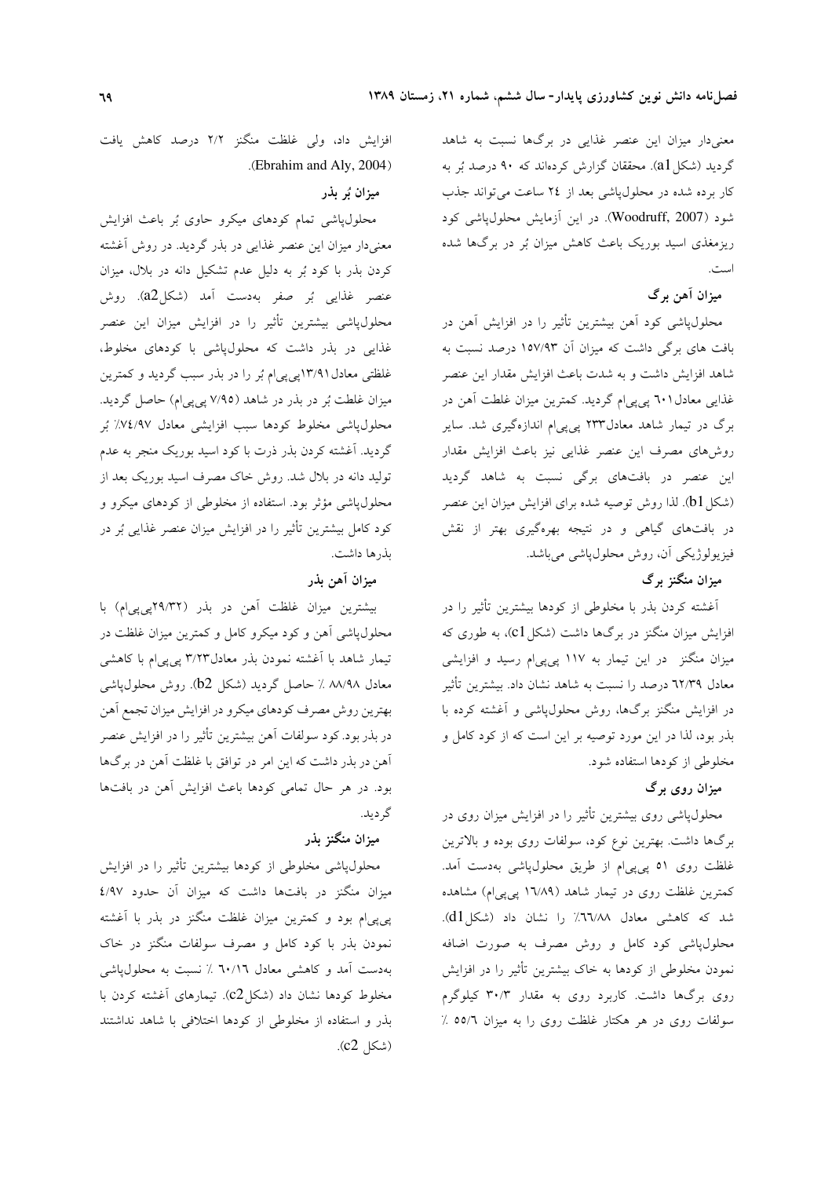معنی‌دار میزان این عنصر غذایی در برگ‌ها نسبت به شاهد گردید (شکل a1). محققان گزارش کرده‌اند که ۹۰ درصد بُر به کار برده شده در محلول‌پاشی بعد از ۲۴ ساعت می‌تواند جذب شود (Woodruff, 2007). در این آزمایش محلول‌پاشی کود ریزمغذی اسید بوریک باعث کاهش میزان بُر در برگ‌ها شده است.

### میزان آهن برگ

محلول‌پاشی کود آهن بیشترین تأثیر را در افزایش آهن در بافت های برگی داشت که میزان آن ۱۵۷/۹۳ درصد نسبت به شاهد افزایش داشت و به شدت باعث افزایش مقدار این عنصر غذایی معادل ٦٠١ پی‌پی‌ام گردید. کمترین میزان غلظت آهن در برگ در تیمار شاهد معادل۲۳۳ پی‌پی‌ام اندازه‌گیری شد. سایر روش‌های مصرف این عنصر غذایی نیز باعث افزایش مقدار این عنصر در بافت‌های برگی نسبت به شاهد گردید (شکل b1). لذا روش توصیه شده برای افزایش میزان این عنصر در بافت‌های گیاهی و در نتیجه بهره‌گیری بهتر از نقش فیزیولوژیکی آن، روش محلول‌پاشی می‌باشد.

### میزان منگنز برگ

آغشته کردن بذر با مخلوطی از کودها بیشترین تأثیر را در افزایش میزان منگنز در برگ‌ها داشت (شکل c1)، به طوری که میزان منگنز در این تیمار به ۱۱۷ پی‌پی‌ام رسید و افزایشی معادل ٦۲/۳۹ درصد را نسبت به شاهد نشان داد. بیشترین تأثیر در افزایش منگنز برگ‌ها، روش محلول‌پاشی و آغشته کرده با بذر بود، لذا در این مورد توصیه بر این است که از کود کامل و مخلوطی از کودها استفاده شود.

### میزان روی برگ

محلول‌پاشی روی بیشترین تأثیر را در افزایش میزان روی در برگ‌ها داشت. بهترین نوع کود، سولفات روی بوده و بالاترین غلظت روی ۵۱ پی‌پی‌ام از طریق محلول‌پاشی به‌دست آمد. کمترین غلظت روی در تیمار شاهد (١٦/٨٩ پی‌پی‌ام) مشاهده شد که کاهشی معادل ٦٦/٨٨٪ را نشان داد (شکل d1). محلول‌پاشی کود کامل و روش مصرف به صورت اضافه نمودن مخلوطی از کودها به خاک بیشترین تأثیر را در افزایش روی برگ‌ها داشت. کاربرد روی به مقدار ۳۰/۳ کیلوگرم سولفات روی در هر هکتار غلظت روی را به میزان ۵۵/٦ ٪ افزایش داد، ولی غلظت منگنز ۲/۲ درصد کاهش یافت (Ebrahim and Aly, 2004).

### میزان بُر بذر

محلول‌پاشی تمام کودهای میکرو حاوی بُر باعث افزایش معنی‌دار میزان این عنصر غذایی در بذر گردید. در روش آغشته کردن بذر با کود بُر به دلیل عدم تشکیل دانه در بلال، میزان عنصر غذایی بُر صفر به‌دست آمد (شکلa2). روش محلول‌پاشی بیشترین تأثیر را در افزایش میزان این عنصر غذایی در بذر داشت که محلول‌پاشی با کودهای مخلوط، غلظتی معادل۱۳/۹۱پی‌پی‌ام بُر را در بذر سبب گردید و کمترین میزان غلظت بُر در بذر در شاهد (۷/۹۵ پی‌پی‌ام) حاصل گردید. محلول‌پاشی مخلوط کودها سبب افزایشی معادل ۷٤/۹۷٪ بُر گردید. آغشته کردن بذر ذرت با کود اسید بوریک منجر به عدم تولید دانه در بلال شد. روش خاک مصرف اسید بوریک بعد از محلول‌پاشی مؤثر بود. استفاده از مخلوطی از کودهای میکرو و کود کامل بیشترین تأثیر را در افزایش میزان عنصر غذایی بُر در بذرها داشت.

### میزان آهن بذر

بیشترین میزان غلظت آهن در بذر (۲۹/۳۲پی‌پی‌ام) با محلول‌پاشی آهن و کود میکرو کامل و کمترین میزان غلظت در تیمار شاهد با آغشته نمودن بذر معادل۳/۲۳ پی‌پی‌ام با کاهشی معادل ۸۸/۹۸ ٪ حاصل گردید (شکل b2). روش محلول‌پاشی بهترین روش مصرف کودهای میکرو در افزایش میزان تجمع آهن در بذر بود. کود سولفات آهن بیشترین تأثیر را در افزایش عنصر آهن در بذر داشت که این امر در توافق با غلظت آهن در برگ‌ها بود. در هر حال تمامی کودها باعث افزایش آهن در بافت‌ها گردید.

### میزان منگنز بذر

محلول‌پاشی مخلوطی از کودها بیشترین تأثیر را در افزایش میزان منگنز در بافت‌ها داشت که میزان آن حدود ٤/۹۷ پی‌پی‌ام بود و کمترین میزان غلظت منگنز در بذر با آغشته نمودن بذر با کود کامل و مصرف سولفات منگنز در خاک به‌دست آمد و کاهشی معادل ٦٠/١٦ ٪ نسبت به محلول‌پاشی مخلوط کودها نشان داد (شکلc2). تیمارهای آغشته کردن با بذر و استفاده از مخلوطی از کودها اختلافی با شاهد نداشتند (شکل c2).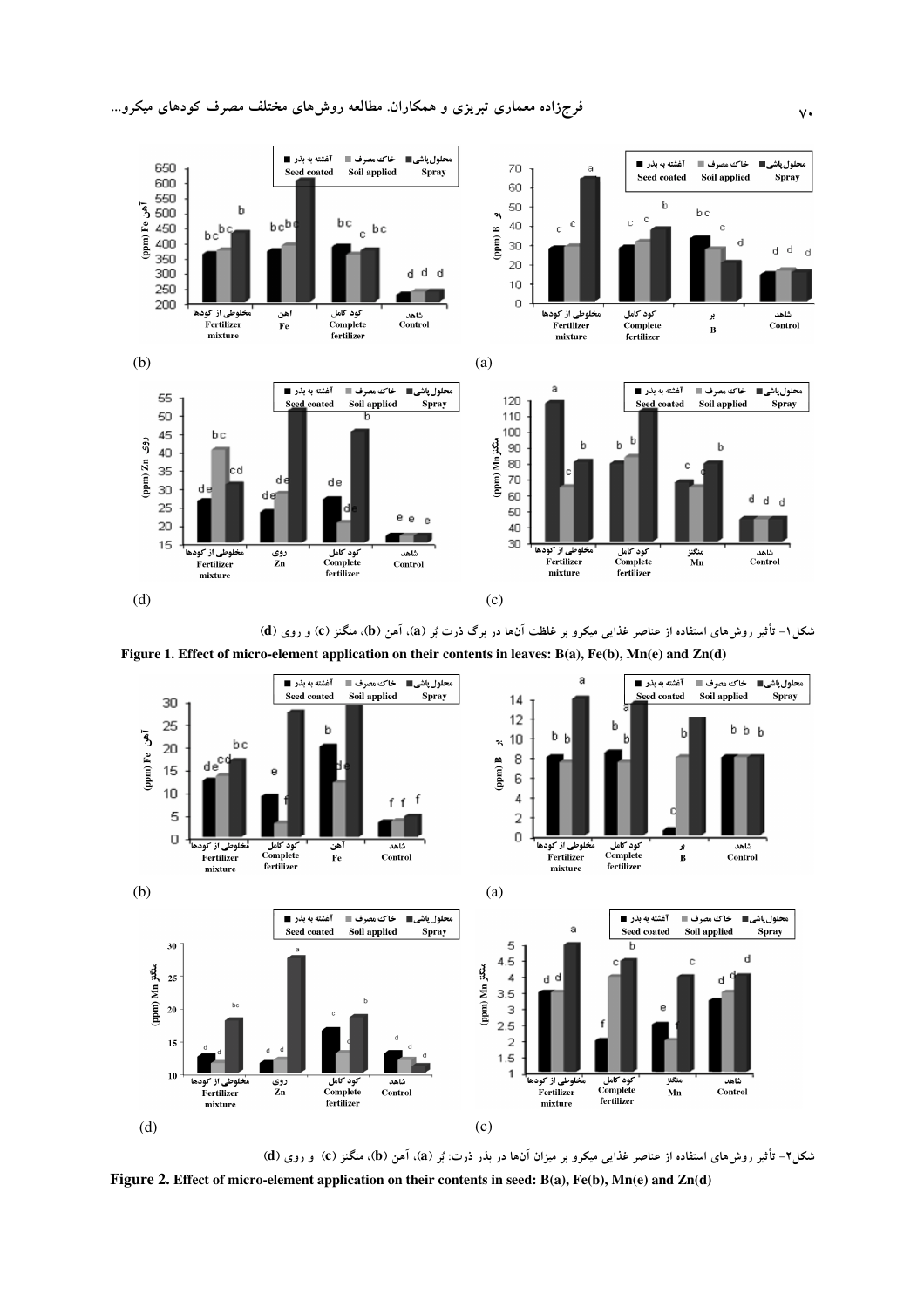شکل۱- تأثیر روش‌های استفاده از عناصر غذایی میکرو بر غلظت آن‌ها در برگ ذرت بُر (a)، آهن (b)، منگنز (c) و روی (d)

**Figure 1. Effect of micro-element application on their contents in leaves: B(a), Fe(b), Mn(e) and Zn(d)**

شکل۲- تأثیر روش‌های استفاده از عناصر غذایی میکرو بر میزان آن‌ها در بذر ذرت: بُر (a)، آهن (b)، منگنز (c) و روی (d)

**Figure 2. Effect of micro-element application on their contents in seed: B(a), Fe(b), Mn(e) and Zn(d)**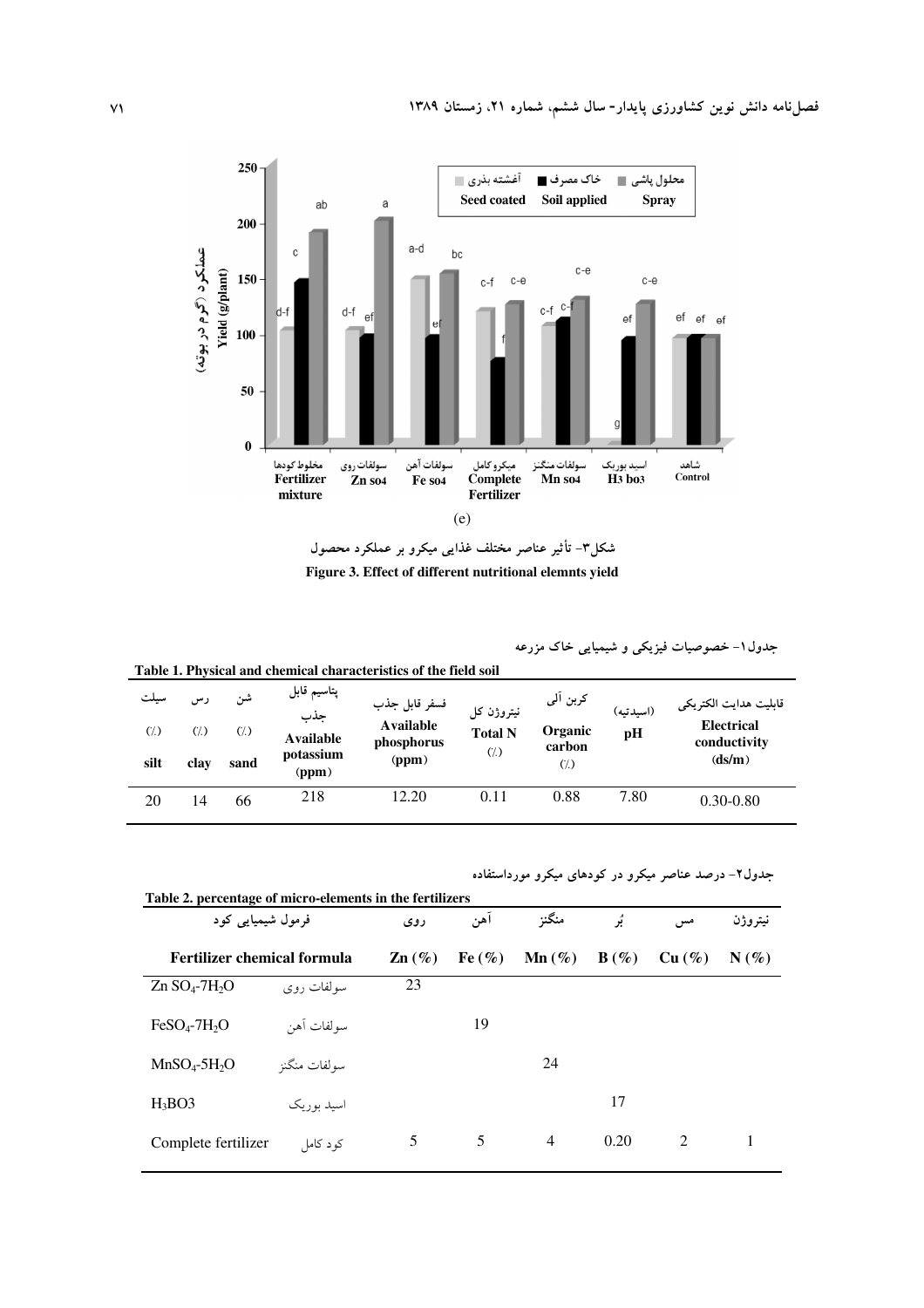شکل۳- تأثیر عناصر مختلف غذایی میکرو بر عملکرد محصول

**Figure 3. Effect of different nutritional elemnts yield**

جدول۱- خصوصیات فیزیکی و شیمیایی خاک مزرعه

**Table 1. Physical and chemical characteristics of the field soil**

| سیلت (٪) silt | رس (٪) clay | شن (٪) sand | پتاسیم قابل جذب Available potassium (ppm) | فسفر قابل جذب Available phosphorus (ppm) | نیتروژن کل Total N (٪) | کربن آلی Organic carbon (٪) | (اسیدیته) pH | قابلیت هدایت الکتریکی Electrical conductivity (ds/m) |
|---|---|---|---|---|---|---|---|---|
| 20 | 14 | 66 | 218 | 12.20 | 0.11 | 0.88 | 7.80 | 0.30-0.80 |

جدول۲- درصد عناصر میکرو در کودهای میکرو مورداستفاده

**Table 2. percentage of micro-elements in the fertilizers**

| Fertilizer chemical formula | فرمول شیمیایی کود | روی Zn (%) | آهن Fe (%) | منگنز Mn (%) | بُر B (%) | مس Cu (%) | نیتروژن N (%) |
|---|---|---|---|---|---|---|---|
| $ZnSO_4\text{-}7H_2O$ | سولفات روی | 23 | | | | | |
| $FeSO_4\text{-}7H_2O$ | سولفات آهن | | 19 | | | | |
| $MnSO_4\text{-}5H_2O$ | سولفات منگنز | | | 24 | | | |
| $H_3BO_3$ | اسید بوریک | | | | 17 | | |
| Complete fertilizer | کود کامل | 5 | 5 | 4 | 0.20 | 2 | 1 |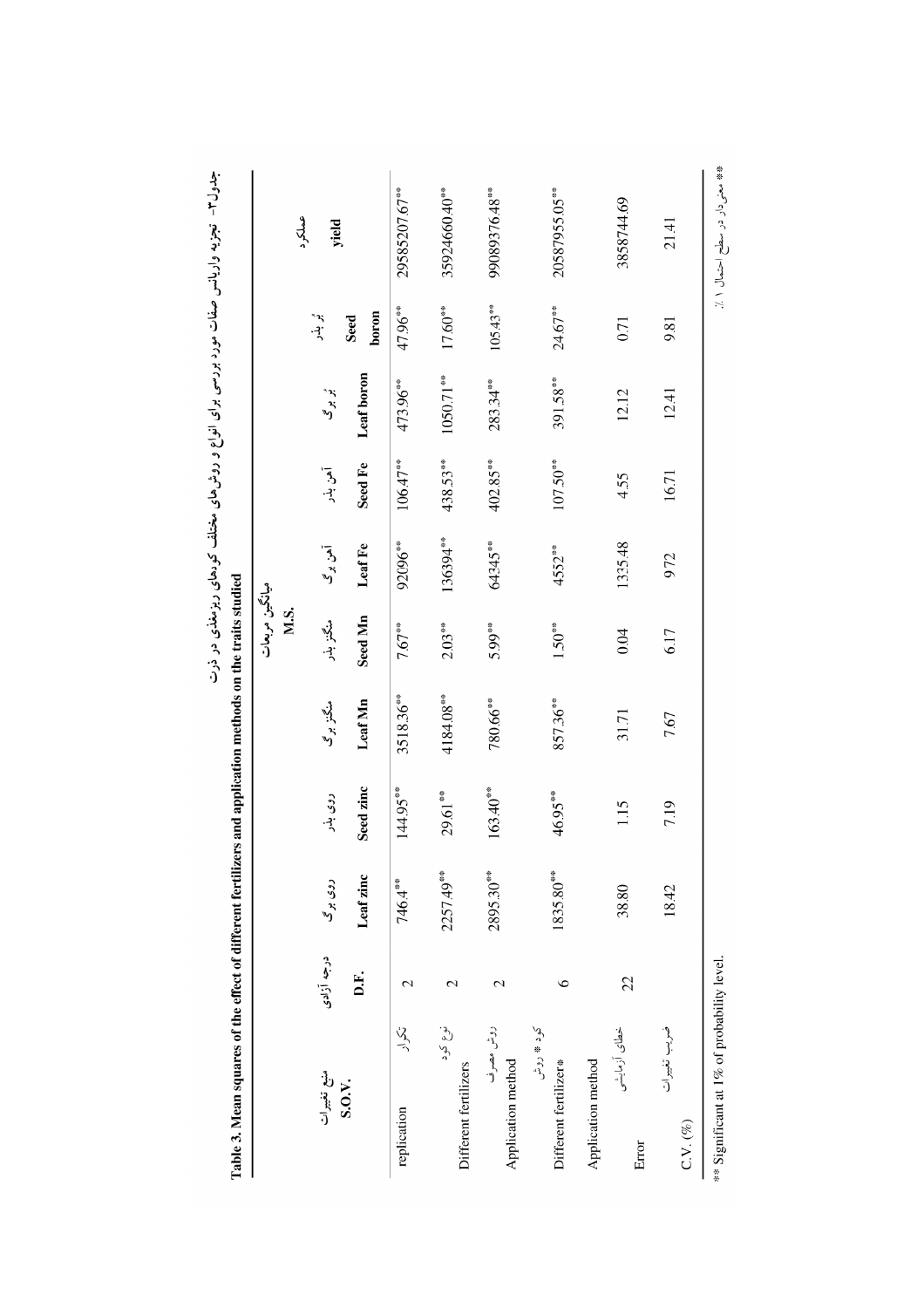جدول۳- تجزیه واریانس صفات مورد بررسی برای انواع و روش‌های مختلف کودهای ریزمغذی در ذرت

**Table 3. Mean squares of the effect of different fertilizers and application methods on the traits studied**

| منبع تغییرات S.O.V. | درجه آزادی D.F. | میانگین مربعات M.S. | | | | | | | | | |
|---|---|---|---|---|---|---|---|---|---|---|---|
| | | روی برگ Leaf zinc | روی بذر Seed zinc | منگنز برگ Leaf Mn | منگنز بذر Seed Mn | آهن برگ Leaf Fe | آهن بذر Seed Fe | بُر برگ Leaf boron | بُر بذر Seed boron | عملکرد yield |
| تکرار replication | 2 | 746.4** | 144.95** | 3518.36** | 7.67** | 92096** | 106.47** | 473.96** | 47.96** | 29585207.67** |
| نوع کود Different fertilizers | 2 | 2257.49** | 29.61** | 4184.08** | 2.03** | 136394** | 438.53** | 1050.71** | 17.60** | 35924660.40** |
| روش مصرف Application method | 2 | 2895.30** | 163.40** | 780.66** | 5.99** | 64345** | 402.85** | 283.34** | 105.43** | 99089376.48** |
| کود * روش Different fertilizer* Application method | 6 | 1835.80** | 46.95** | 857.36** | 1.50** | 4552** | 107.50** | 391.58** | 24.67** | 20587955.05** |
| خطای آزمایشی Error | 22 | 38.80 | 1.15 | 31.71 | 0.04 | 1335.48 | 4.55 | 12.12 | 0.71 | 3858744.69 |
| ضریب تغییرات C.V. (%) | | 18.42 | 7.19 | 7.67 | 6.17 | 9.72 | 16.71 | 12.41 | 9.81 | 21.41 |

** Significant at 1% of probability level.

** معنی‌دار در سطح احتمال ۱ ٪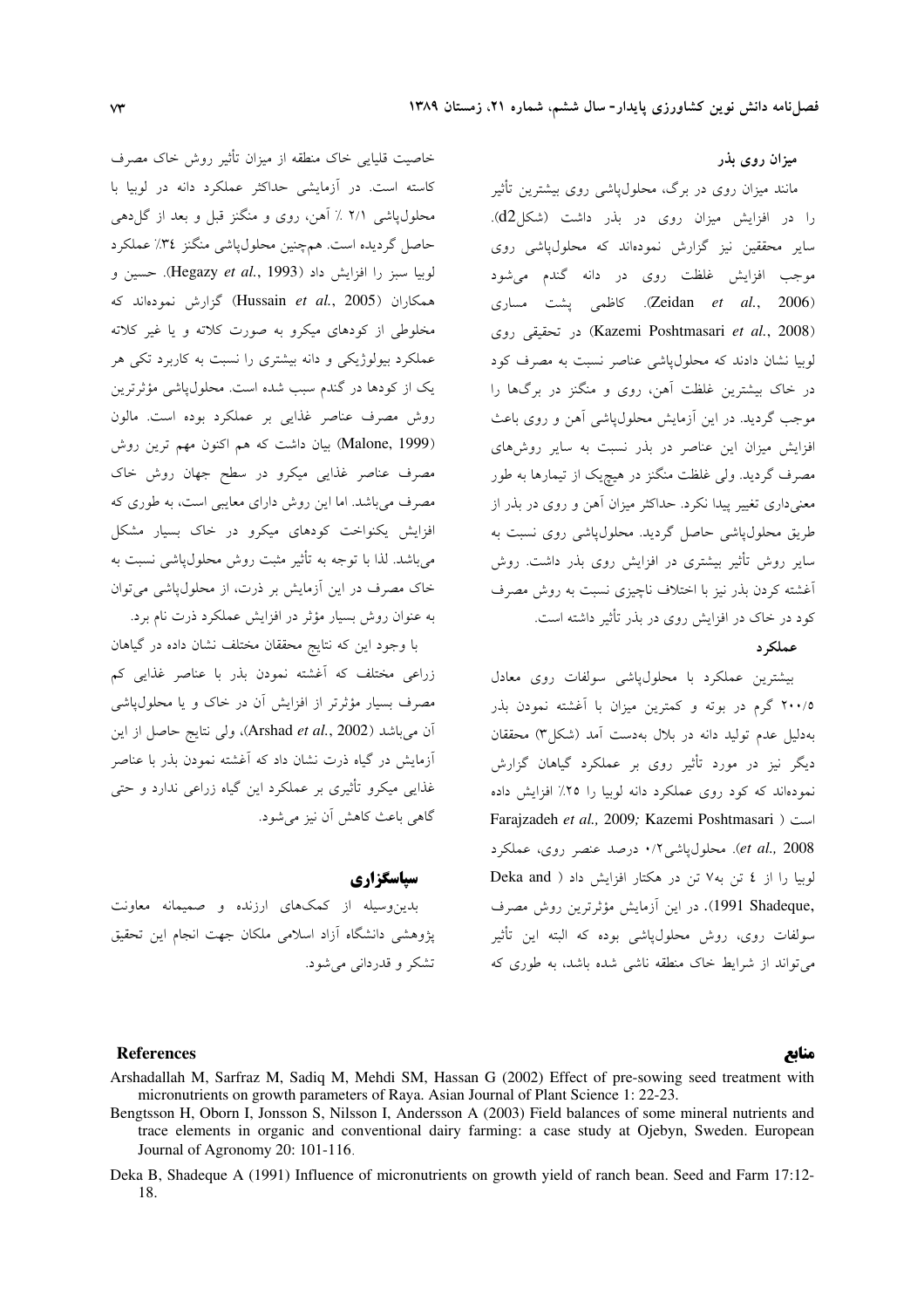### میزان روی بذر

مانند میزان روی در برگ، محلول‌پاشی روی بیشترین تأثیر را در افزایش میزان روی در بذر داشت (شکل d2). سایر محققین نیز گزارش نموده‌اند که محلول‌پاشی روی موجب افزایش غلظت روی در دانه گندم می‌شود (Zeidan *et al.*, 2006). کاظمی پشت مساری (Kazemi Poshtmasari *et al.*, 2008) در تحقیقی روی لوبیا نشان دادند که محلول‌پاشی عناصر نسبت به مصرف کود در خاک بیشترین غلظت آهن، روی و منگنز در برگ‌ها را موجب گردید. در این آزمایش محلول‌پاشی آهن و روی باعث افزایش میزان این عناصر در بذر نسبت به سایر روش‌های مصرف گردید. ولی غلظت منگنز در هیچ‌یک از تیمارها به طور معنی‌داری تغییر پیدا نکرد. حداکثر میزان آهن و روی در بذر از طریق محلول‌پاشی حاصل گردید. محلول‌پاشی روی نسبت به سایر روش تأثیر بیشتری در افزایش روی بذر داشت. روش آغشته کردن بذر نیز با اختلاف ناچیزی نسبت به روش مصرف کود در خاک در افزایش روی در بذر تأثیر داشته است.

### عملکرد

بیشترین عملکرد با محلول‌پاشی سولفات روی معادل ۲۰۰/۵ گرم در بوته و کمترین میزان با آغشته نمودن بذر به‌دلیل عدم تولید دانه در بلال به‌دست آمد (شکل ۳) محققان دیگر نیز در مورد تأثیر روی بر عملکرد گیاهان گزارش نموده‌اند که کود روی عملکرد دانه لوبیا را ۲۵٪ افزایش داده است (Farajzadeh *et al.*, 2009; Kazemi Poshtmasari *et al.*, 2008). محلول‌پاشی ۰/۲ درصد عنصر روی، عملکرد لوبیا را از ٤ تن به ۷ تن در هکتار افزایش داد (Deka and Shadeque, 1991). در این آزمایش مؤثرترین روش مصرف سولفات روی، روش محلول‌پاشی بوده که البته این تأثیر می‌تواند از شرایط خاک منطقه ناشی شده باشد، به طوری که خاصیت قلیایی خاک منطقه از میزان تأثیر روش خاک مصرف کاسته است. در آزمایشی حداکثر عملکرد دانه در لوبیا با محلول‌پاشی ۲/۱ ٪ آهن، روی و منگنز قبل و بعد از گل‌دهی حاصل گردیده است. همچنین محلول‌پاشی منگنز ۳٤٪ عملکرد لوبیا سبز را افزایش داد (Hegazy *et al.*, 1993). حسین و همکاران (Hussain *et al.*, 2005) گزارش نموده‌اند که مخلوطی از کودهای میکرو به صورت کلاته و یا غیر کلاته عملکرد بیولوژیکی و دانه بیشتری را نسبت به کاربرد تکی هر یک از کودها در گندم سبب شده است. محلول‌پاشی مؤثرترین روش مصرف عناصر غذایی بر عملکرد بوده است. مالون (Malone, 1999) بیان داشت که هم اکنون مهم ترین روش مصرف عناصر غذایی میکرو در سطح جهان روش خاک مصرف می‌باشد. اما این روش دارای معایبی است، به طوری که افزایش یکنواخت کودهای میکرو در خاک بسیار مشکل می‌باشد. لذا با توجه به تأثیر مثبت روش محلول‌پاشی نسبت به خاک مصرف در این آزمایش بر ذرت، از محلول‌پاشی می‌توان به عنوان روش بسیار مؤثر در افزایش عملکرد ذرت نام برد.

با وجود این که نتایج محققان مختلف نشان داده در گیاهان زراعی مختلف که آغشته نمودن بذر با عناصر غذایی کم مصرف بسیار مؤثرتر از افزایش آن در خاک و یا محلول‌پاشی آن می‌باشد (Arshad *et al.*, 2002)، ولی نتایج حاصل از این آزمایش در گیاه ذرت نشان داد که آغشته نمودن بذر با عناصر غذایی میکرو تأثیری بر عملکرد این گیاه زراعی ندارد و حتی گاهی باعث کاهش آن نیز می‌شود.

## سپاسگزاری

بدین‌وسیله از کمک‌های ارزنده و صمیمانه معاونت پژوهشی دانشگاه آزاد اسلامی ملکان جهت انجام این تحقیق تشکر و قدردانی می‌شود.

## منابع

## References

Arshadallah M, Sarfraz M, Sadiq M, Mehdi SM, Hassan G (2002) Effect of pre-sowing seed treatment with micronutrients on growth parameters of Raya. Asian Journal of Plant Science 1: 22-23.

Bengtsson H, Oborn I, Jonsson S, Nilsson I, Andersson A (2003) Field balances of some mineral nutrients and trace elements in organic and conventional dairy farming: a case study at Ojebyn, Sweden. European Journal of Agronomy 20: 101-116.

Deka B, Shadeque A (1991) Influence of micronutrients on growth yield of ranch bean. Seed and Farm 17:12-18.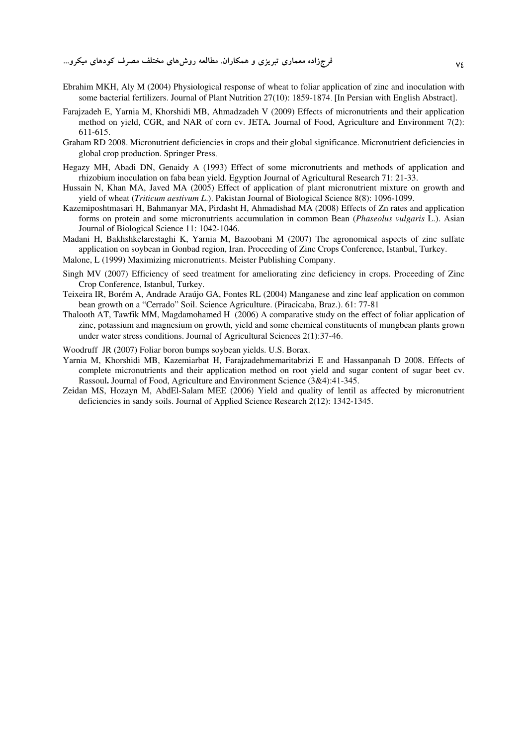Ebrahim MKH, Aly M (2004) Physiological response of wheat to foliar application of zinc and inoculation with some bacterial fertilizers. Journal of Plant Nutrition 27(10): 1859-1874. [In Persian with English Abstract].

Farajzadeh E, Yarnia M, Khorshidi MB, Ahmadzadeh V (2009) Effects of micronutrients and their application method on yield, CGR, and NAR of corn cv. JETA**.** Journal of Food, Agriculture and Environment 7(2): 611-615.

Graham RD 2008. Micronutrient deficiencies in crops and their global significance. Micronutrient deficiencies in global crop production. Springer Press.

Hegazy MH, Abadi DN, Genaidy A (1993) Effect of some micronutrients and methods of application and rhizobium inoculation on faba bean yield. Egyption Journal of Agricultural Research 71: 21-33.

Hussain N, Khan MA, Javed MA (2005) Effect of application of plant micronutrient mixture on growth and yield of wheat (*Triticum aestivum L.*). Pakistan Journal of Biological Science 8(8): 1096-1099.

Kazemiposhtmasari H, Bahmanyar MA, Pirdasht H, Ahmadishad MA (2008) Effects of Zn rates and application forms on protein and some micronutrients accumulation in common Bean (*Phaseolus vulgaris* L.). Asian Journal of Biological Science 11: 1042-1046.

Madani H, Bakhshkelarestaghi K, Yarnia M, Bazoobani M (2007) The agronomical aspects of zinc sulfate application on soybean in Gonbad region, Iran. Proceeding of Zinc Crops Conference, Istanbul, Turkey.

Malone, L (1999) Maximizing micronutrients. Meister Publishing Company.

Singh MV (2007) Efficiency of seed treatment for ameliorating zinc deficiency in crops. Proceeding of Zinc Crop Conference, Istanbul, Turkey.

Teixeira IR, Borém A, Andrade Araújo GA, Fontes RL (2004) Manganese and zinc leaf application on common bean growth on a "Cerrado" Soil. Science Agriculture. (Piracicaba, Braz.). 61: 77-81

Thalooth AT, Tawfik MM, Magdamohamed H (2006) A comparative study on the effect of foliar application of zinc, potassium and magnesium on growth, yield and some chemical constituents of mungbean plants grown under water stress conditions. Journal of Agricultural Sciences 2(1):37-46.

Woodruff JR (2007) Foliar boron bumps soybean yields. U.S. Borax.

Yarnia M, Khorshidi MB, Kazemiarbat H, Farajzadehmemaritabrizi E and Hassanpanah D 2008. Effects of complete micronutrients and their application method on root yield and sugar content of sugar beet cv. Rassoul**.** Journal of Food, Agriculture and Environment Science (3&4):41-345.

Zeidan MS, Hozayn M, AbdEl-Salam MEE (2006) Yield and quality of lentil as affected by micronutrient deficiencies in sandy soils. Journal of Applied Science Research 2(12): 1342-1345.